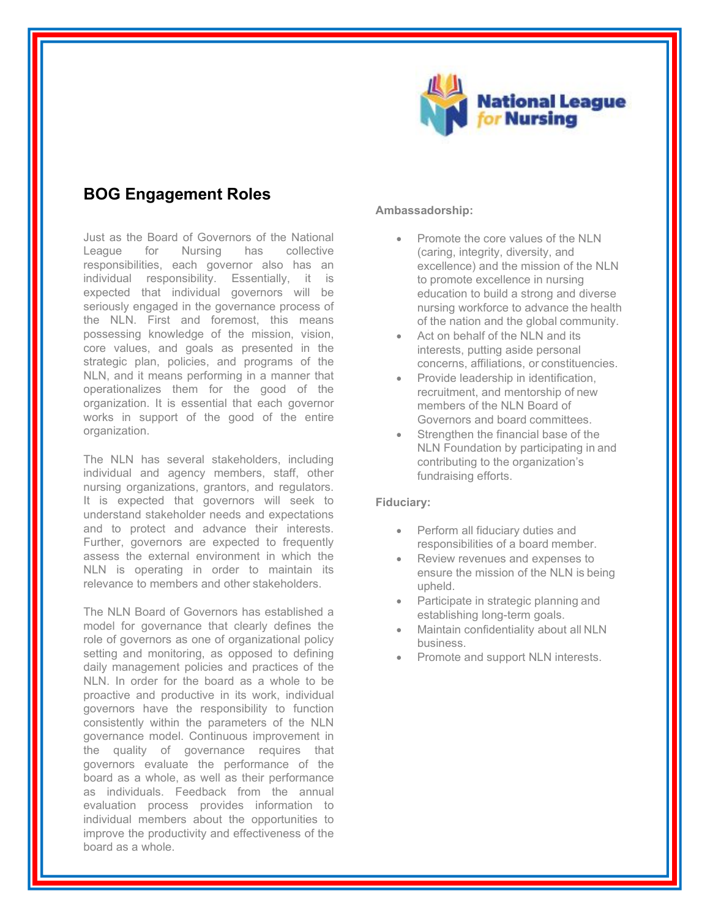## BOG Engagement Roles

Just as the Board of Governors of the National League for Nursing has collective responsibilities, each governor also has an individual responsibility. Essentially, it is expected that individual governors will be seriously engaged in the governance process of the NLN. First and foremost, this means possessing knowledge of the mission, vision, core values, and goals as presented in the strategic plan, policies, and programs of the NLN, and it means performing in a manner that operationalizes them for the good of the organization. It is essential that each governor works in support of the good of the entire organization.

The NLN has several stakeholders, including individual and agency members, staff, other nursing organizations, grantors, and regulators. It is expected that governors will seek to understand stakeholder needs and expectations and to protect and advance their interests. Further, governors are expected to frequently assess the external environment in which the NLN is operating in order to maintain its relevance to members and other stakeholders.

The NLN Board of Governors has established a model for governance that clearly defines the role of governors as one of organizational policy setting and monitoring, as opposed to defining daily management policies and practices of the NLN. In order for the board as a whole to be proactive and productive in its work, individual governors have the responsibility to function consistently within the parameters of the NLN governance model. Continuous improvement in the quality of governance requires that governors evaluate the performance of the board as a whole, as well as their performance as individuals. Feedback from the annual evaluation process provides information to individual members about the opportunities to improve the productivity and effectiveness of the board as a whole.

**Ambassadorship:**

- Promote the core values of the NLN (caring, integrity, diversity, and excellence) and the mission of the NLN to promote excellence in nursing education to build a strong and diverse nursing workforce to advance the health of the nation and the global community.
- Act on behalf of the NLN and its interests, putting aside personal concerns, affiliations, or constituencies.
- Provide leadership in identification, recruitment, and mentorship of new members of the NLN Board of Governors and board committees.
- Strengthen the financial base of the NLN Foundation by participating in and contributing to the organization's fundraising efforts.

**Fiduciary:**

- Perform all fiduciary duties and responsibilities of a board member.
- Review revenues and expenses to ensure the mission of the NLN is being upheld.
- Participate in strategic planning and establishing long-term goals.
- Maintain confidentiality about all NLN business.
- Promote and support NLN interests.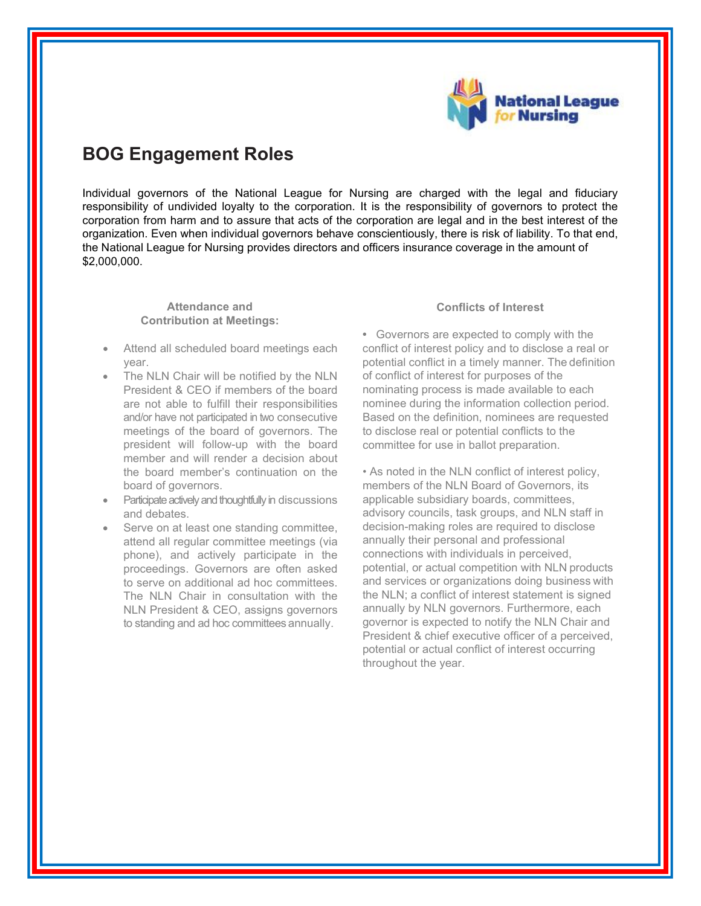## BOG Engagement Roles

Individual governors of the National League for Nursing are charged with the legal and fiduciary responsibility of undivided loyalty to the corporation. It is the responsibility of governors to protect the corporation from harm and to assure that acts of the corporation are legal and in the best interest of the organization. Even when individual governors behave conscientiously, there is risk of liability. To that end, the National League for Nursing provides directors and officers insurance coverage in the amount of $2,000,000.

### Attendance and Contribution at Meetings:

- Attend all scheduled board meetings each year.
- The NLN Chair will be notified by the NLN President & CEO if members of the board are not able to fulfill their responsibilities and/or have not participated in two consecutive meetings of the board of governors. The president will follow-up with the board member and will render a decision about the board member's continuation on the board of governors.
- Participate actively and thoughtfully in discussions and debates.
- Serve on at least one standing committee, attend all regular committee meetings (via phone), and actively participate in the proceedings. Governors are often asked to serve on additional ad hoc committees. The NLN Chair in consultation with the NLN President & CEO, assigns governors to standing and ad hoc committees annually.

### Conflicts of Interest

- Governors are expected to comply with the conflict of interest policy and to disclose a real or potential conflict in a timely manner. The definition of conflict of interest for purposes of the nominating process is made available to each nominee during the information collection period. Based on the definition, nominees are requested to disclose real or potential conflicts to the committee for use in ballot preparation.

- As noted in the NLN conflict of interest policy, members of the NLN Board of Governors, its applicable subsidiary boards, committees, advisory councils, task groups, and NLN staff in decision-making roles are required to disclose annually their personal and professional connections with individuals in perceived, potential, or actual competition with NLN products and services or organizations doing business with the NLN; a conflict of interest statement is signed annually by NLN governors. Furthermore, each governor is expected to notify the NLN Chair and President & chief executive officer of a perceived, potential or actual conflict of interest occurring throughout the year.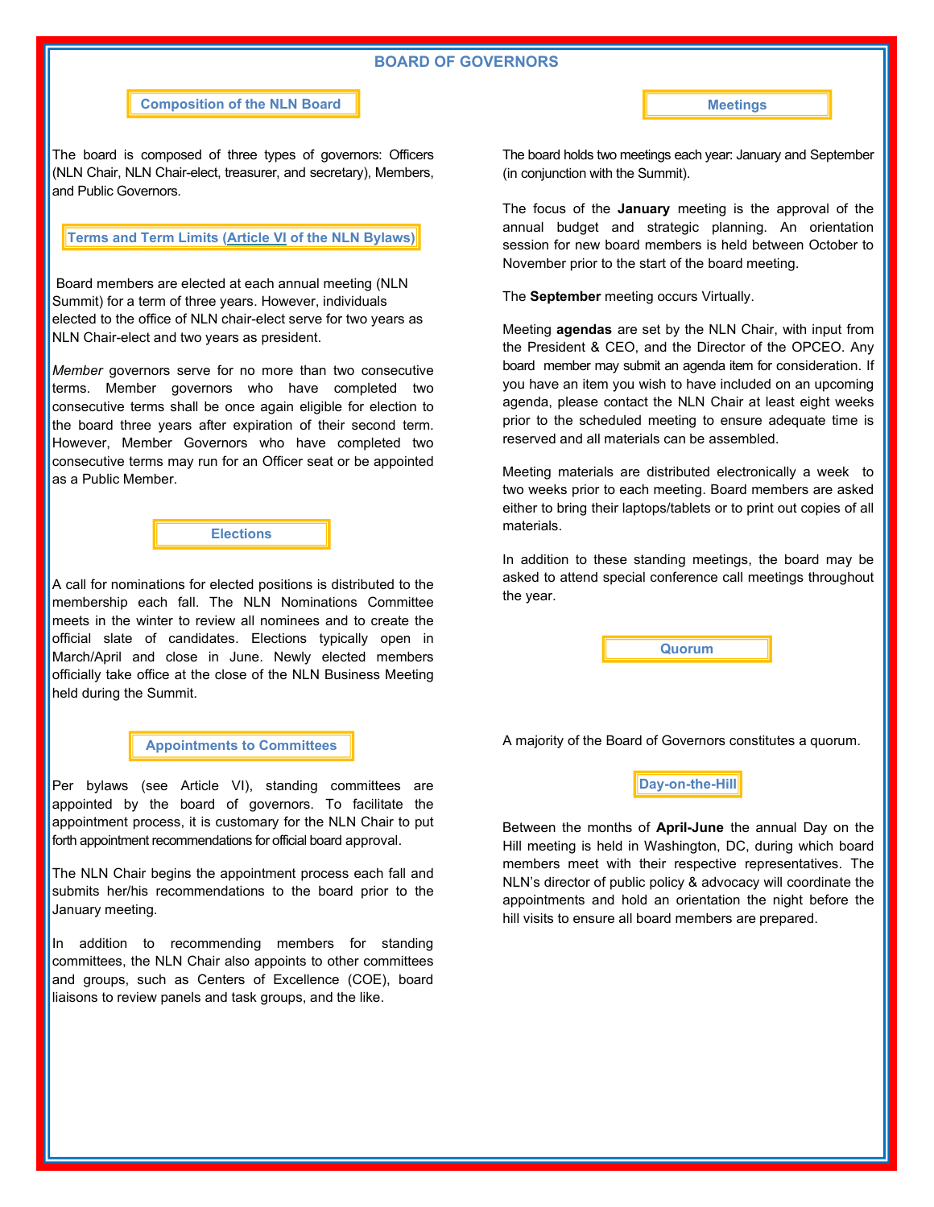# BOARD OF GOVERNORS

## Composition of the NLN Board

The board is composed of three types of governors: Officers (NLN Chair, NLN Chair-elect, treasurer, and secretary), Members, and Public Governors.

## Terms and Term Limits (Article VI of the NLN Bylaws)

Board members are elected at each annual meeting (NLN Summit) for a term of three years. However, individuals elected to the office of NLN chair-elect serve for two years as NLN Chair-elect and two years as president.

*Member* governors serve for no more than two consecutive terms. Member governors who have completed two consecutive terms shall be once again eligible for election to the board three years after expiration of their second term. However, Member Governors who have completed two consecutive terms may run for an Officer seat or be appointed as a Public Member.

## Elections

A call for nominations for elected positions is distributed to the membership each fall. The NLN Nominations Committee meets in the winter to review all nominees and to create the official slate of candidates. Elections typically open in March/April and close in June. Newly elected members officially take office at the close of the NLN Business Meeting held during the Summit.

## Appointments to Committees

Per bylaws (see Article VI), standing committees are appointed by the board of governors. To facilitate the appointment process, it is customary for the NLN Chair to put forth appointment recommendations for official board approval.

The NLN Chair begins the appointment process each fall and submits her/his recommendations to the board prior to the January meeting.

In addition to recommending members for standing committees, the NLN Chair also appoints to other committees and groups, such as Centers of Excellence (COE), board liaisons to review panels and task groups, and the like.

## Meetings

The board holds two meetings each year: January and September (in conjunction with the Summit).

The focus of the **January** meeting is the approval of the annual budget and strategic planning. An orientation session for new board members is held between October to November prior to the start of the board meeting.

The **September** meeting occurs Virtually.

Meeting **agendas** are set by the NLN Chair, with input from the President & CEO, and the Director of the OPCEO. Any board member may submit an agenda item for consideration. If you have an item you wish to have included on an upcoming agenda, please contact the NLN Chair at least eight weeks prior to the scheduled meeting to ensure adequate time is reserved and all materials can be assembled.

Meeting materials are distributed electronically a week to two weeks prior to each meeting. Board members are asked either to bring their laptops/tablets or to print out copies of all materials.

In addition to these standing meetings, the board may be asked to attend special conference call meetings throughout the year.

## Quorum

A majority of the Board of Governors constitutes a quorum.

## Day-on-the-Hill

Between the months of **April-June** the annual Day on the Hill meeting is held in Washington, DC, during which board members meet with their respective representatives. The NLN's director of public policy & advocacy will coordinate the appointments and hold an orientation the night before the hill visits to ensure all board members are prepared.